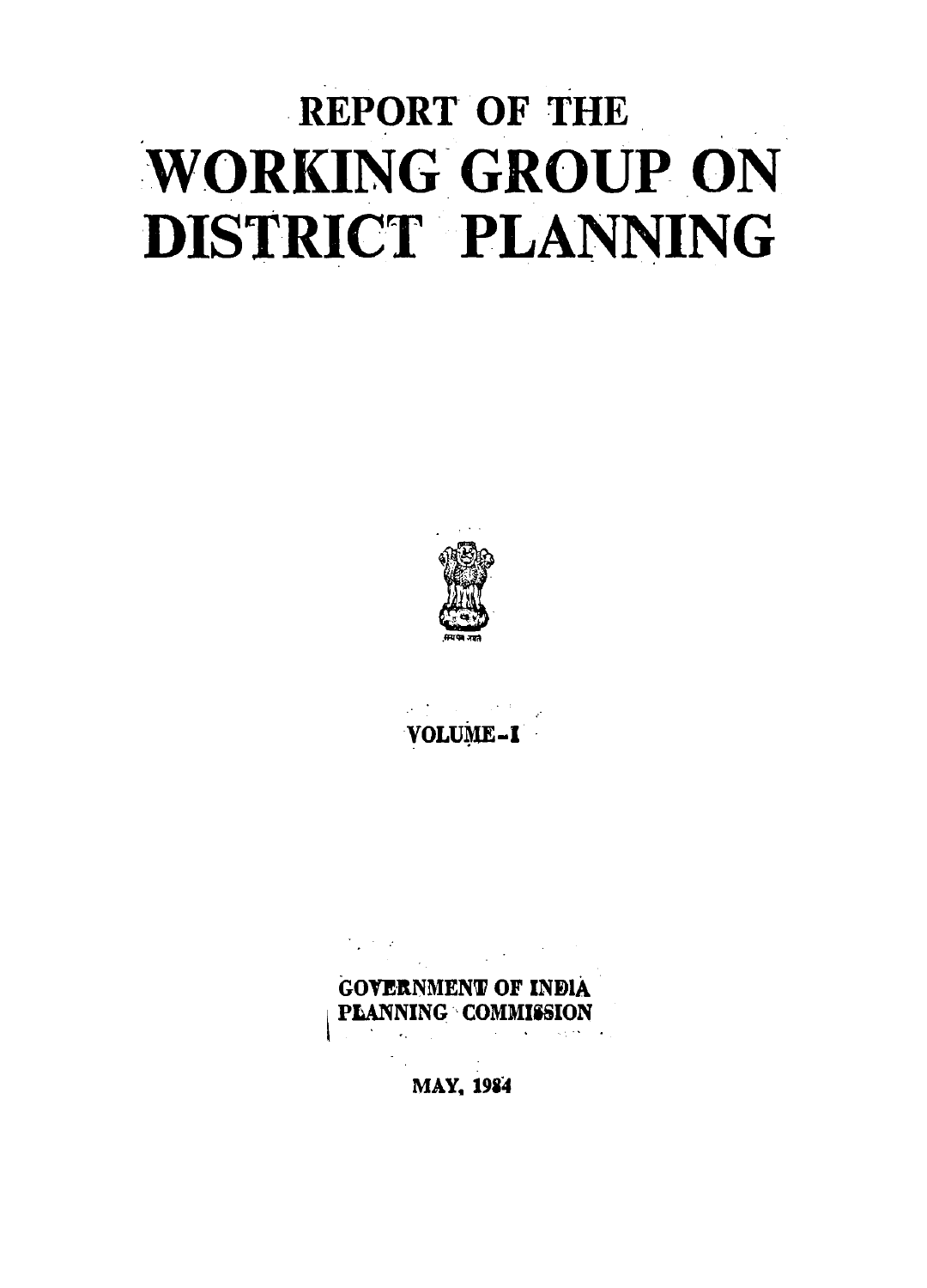# REPORT OF THE WORKING GROUP ON DISTRICT PLANNING

सत्यमेव जयते

VOLUME-I

GOVERNMENT OF INDIA
PLANNING COMMISSION

MAY, 1984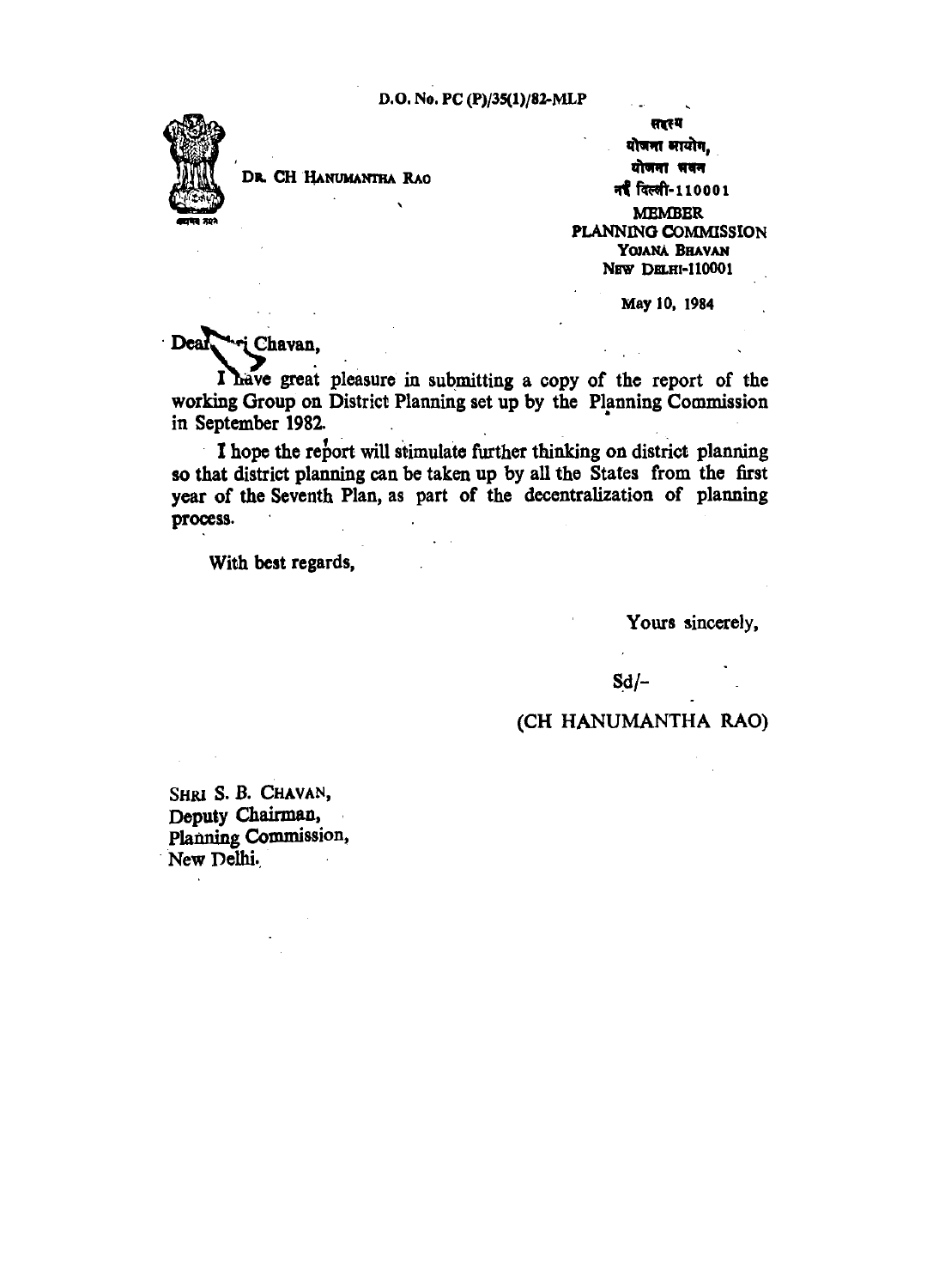D.O. No. PC (P)/35(1)/82-MLP

DR. CH HANUMANTHA RAO

सदस्य
योजना आयोग,
योजना भवन
नई दिल्ली-110001

MEMBER
PLANNING COMMISSION
YOJANA BHAVAN
NEW DELHI-110001

May 10, 1984

Dear Shri Chavan,

I have great pleasure in submitting a copy of the report of the working Group on District Planning set up by the Planning Commission in September 1982.

I hope the report will stimulate further thinking on district planning so that district planning can be taken up by all the States from the first year of the Seventh Plan, as part of the decentralization of planning process.

With best regards,

Yours sincerely,

Sd/-

(CH HANUMANTHA RAO)

SHRI S. B. CHAVAN,
Deputy Chairman,
Planning Commission,
New Delhi.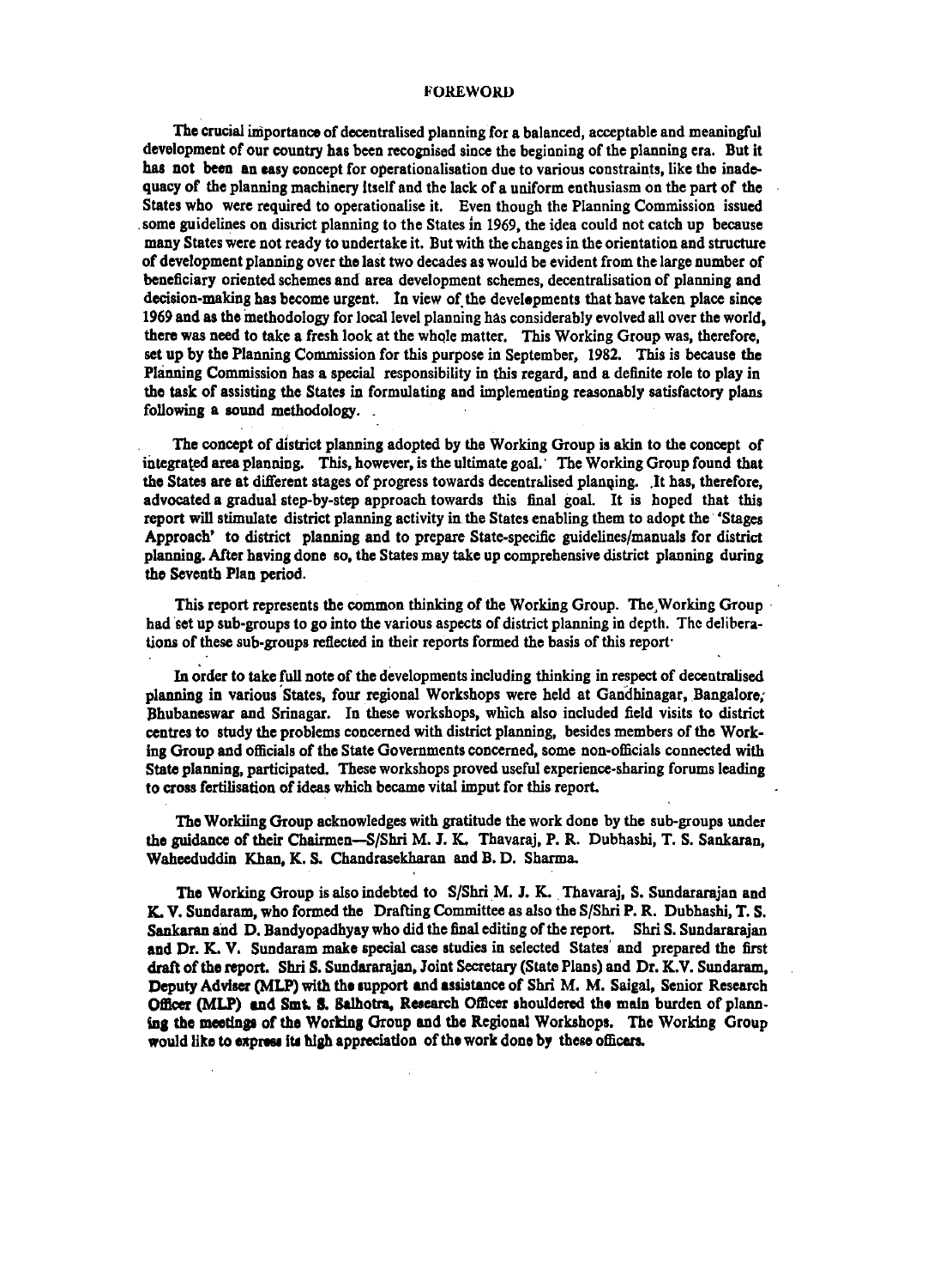# FOREWORD

The crucial importance of decentralised planning for a balanced, acceptable and meaningful development of our country has been recognised since the beginning of the planning era. But it has not been an easy concept for operationalisation due to various constraints, like the inadequacy of the planning machinery itself and the lack of a uniform enthusiasm on the part of the States who were required to operationalise it. Even though the Planning Commission issued some guidelines on district planning to the States in 1969, the idea could not catch up because many States were not ready to undertake it. But with the changes in the orientation and structure of development planning over the last two decades as would be evident from the large number of beneficiary oriented schemes and area development schemes, decentralisation of planning and decision-making has become urgent. In view of the developments that have taken place since 1969 and as the methodology for local level planning has considerably evolved all over the world, there was need to take a fresh look at the whole matter. This Working Group was, therefore, set up by the Planning Commission for this purpose in September, 1982. This is because the Planning Commission has a special responsibility in this regard, and a definite role to play in the task of assisting the States in formulating and implementing reasonably satisfactory plans following a sound methodology.

The concept of district planning adopted by the Working Group is akin to the concept of integrated area planning. This, however, is the ultimate goal. The Working Group found that the States are at different stages of progress towards decentralised planning. It has, therefore, advocated a gradual step-by-step approach towards this final goal. It is hoped that this report will stimulate district planning activity in the States enabling them to adopt the 'Stages Approach' to district planning and to prepare State-specific guidelines/manuals for district planning. After having done so, the States may take up comprehensive district planning during the Seventh Plan period.

This report represents the common thinking of the Working Group. The Working Group had set up sub-groups to go into the various aspects of district planning in depth. The deliberations of these sub-groups reflected in their reports formed the basis of this report.

In order to take full note of the developments including thinking in respect of decentralised planning in various States, four regional Workshops were held at Gandhinagar, Bangalore, Bhubaneswar and Srinagar. In these workshops, which also included field visits to district centres to study the problems concerned with district planning, besides members of the Working Group and officials of the State Governments concerned, some non-officials connected with State planning, participated. These workshops proved useful experience-sharing forums leading to cross fertilisation of ideas which became vital imput for this report.

The Workiing Group acknowledges with gratitude the work done by the sub-groups under the guidance of their Chairmen—S/Shri M. J. K. Thavaraj, P. R. Dubhashi, T. S. Sankaran, Waheeduddin Khan, K. S. Chandrasekharan and B. D. Sharma.

The Working Group is also indebted to S/Shri M. J. K. Thavaraj, S. Sundararajan and K. V. Sundaram, who formed the Drafting Committee as also the S/Shri P. R. Dubhashi, T. S. Sankaran and D. Bandyopadhyay who did the final editing of the report. Shri S. Sundararajan and Dr. K. V. Sundaram make special case studies in selected States and prepared the first draft of the report. Shri S. Sundararajan, Joint Secretary (State Plans) and Dr. K.V. Sundaram, Deputy Adviser (MLP) with the support and assistance of Shri M. M. Saigal, Senior Research Officer (MLP) and Smt. S. Salhotra, Research Officer shouldered the main burden of planning the meetings of the Working Group and the Regional Workshops. The Working Group would like to express its high appreciation of the work done by these officers.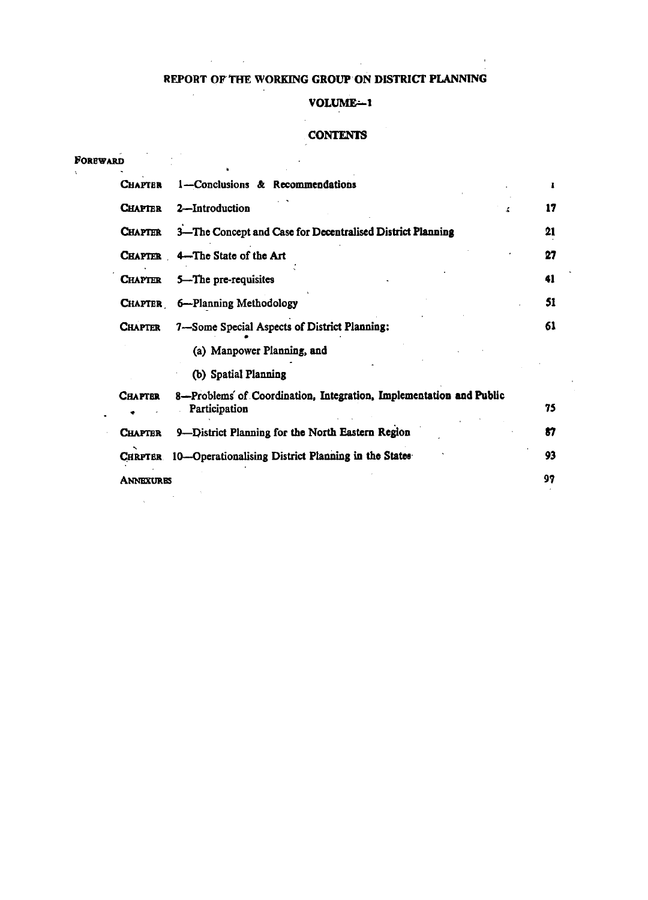# REPORT OF THE WORKING GROUP ON DISTRICT PLANNING

## VOLUME—1

## CONTENTS

FOREWARD

| | | |
|---|---|---|
| CHAPTER | 1—Conclusions & Recommendations | 1 |
| CHAPTER | 2—Introduction | 17 |
| CHAPTER | 3—The Concept and Case for Decentralised District Planning | 21 |
| CHAPTER | 4—The State of the Art | 27 |
| CHAPTER | 5—The pre-requisites | 41 |
| CHAPTER | 6—Planning Methodology | 51 |
| CHAPTER | 7—Some Special Aspects of District Planning: (a) Manpower Planning, and (b) Spatial Planning | 61 |
| CHAPTER | 8—Problems of Coordination, Integration, Implementation and Public Participation | 75 |
| CHAPTER | 9—District Planning for the North Eastern Region | 87 |
| CHRPTER | 10—Operationalising District Planning in the States | 93 |
| ANNEXURES | | 97 |